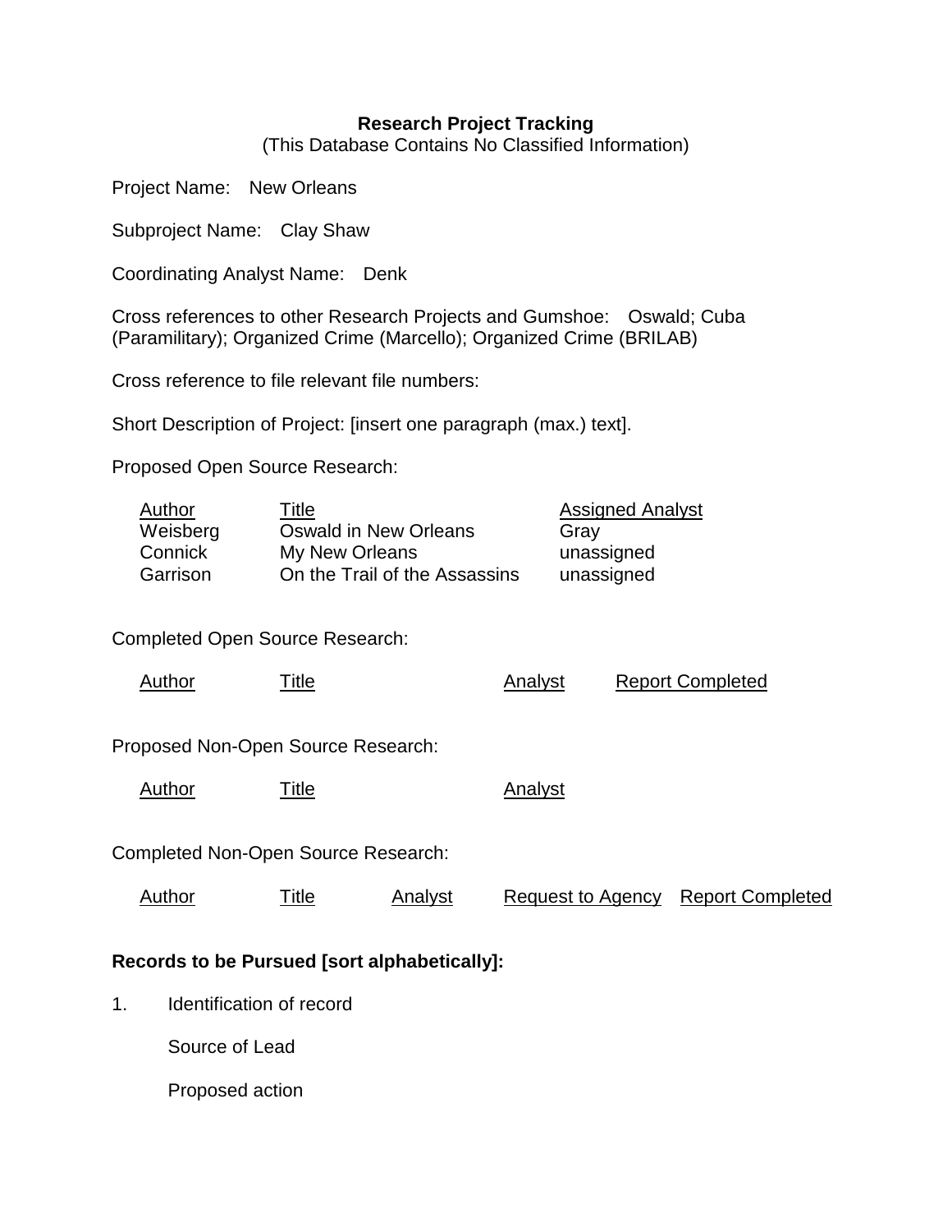**Research Project Tracking**
(This Database Contains No Classified Information)

Project Name: New Orleans

Subproject Name: Clay Shaw

Coordinating Analyst Name: Denk

Cross references to other Research Projects and Gumshoe: Oswald; Cuba (Paramilitary); Organized Crime (Marcello); Organized Crime (BRILAB)

Cross reference to file relevant file numbers:

Short Description of Project: [insert one paragraph (max.) text].

Proposed Open Source Research:

| Author | Title | Assigned Analyst |
|---|---|---|
| Weisberg | Oswald in New Orleans | Gray |
| Connick | My New Orleans | unassigned |
| Garrison | On the Trail of the Assassins | unassigned |

Completed Open Source Research:

| Author | Title | Analyst | Report Completed |
|---|---|---|---|

Proposed Non-Open Source Research:

| Author | Title | Analyst |
|---|---|---|

Completed Non-Open Source Research:

| Author | Title | Analyst | Request to Agency | Report Completed |
|---|---|---|---|---|

**Records to be Pursued [sort alphabetically]:**

1. Identification of record

   Source of Lead

   Proposed action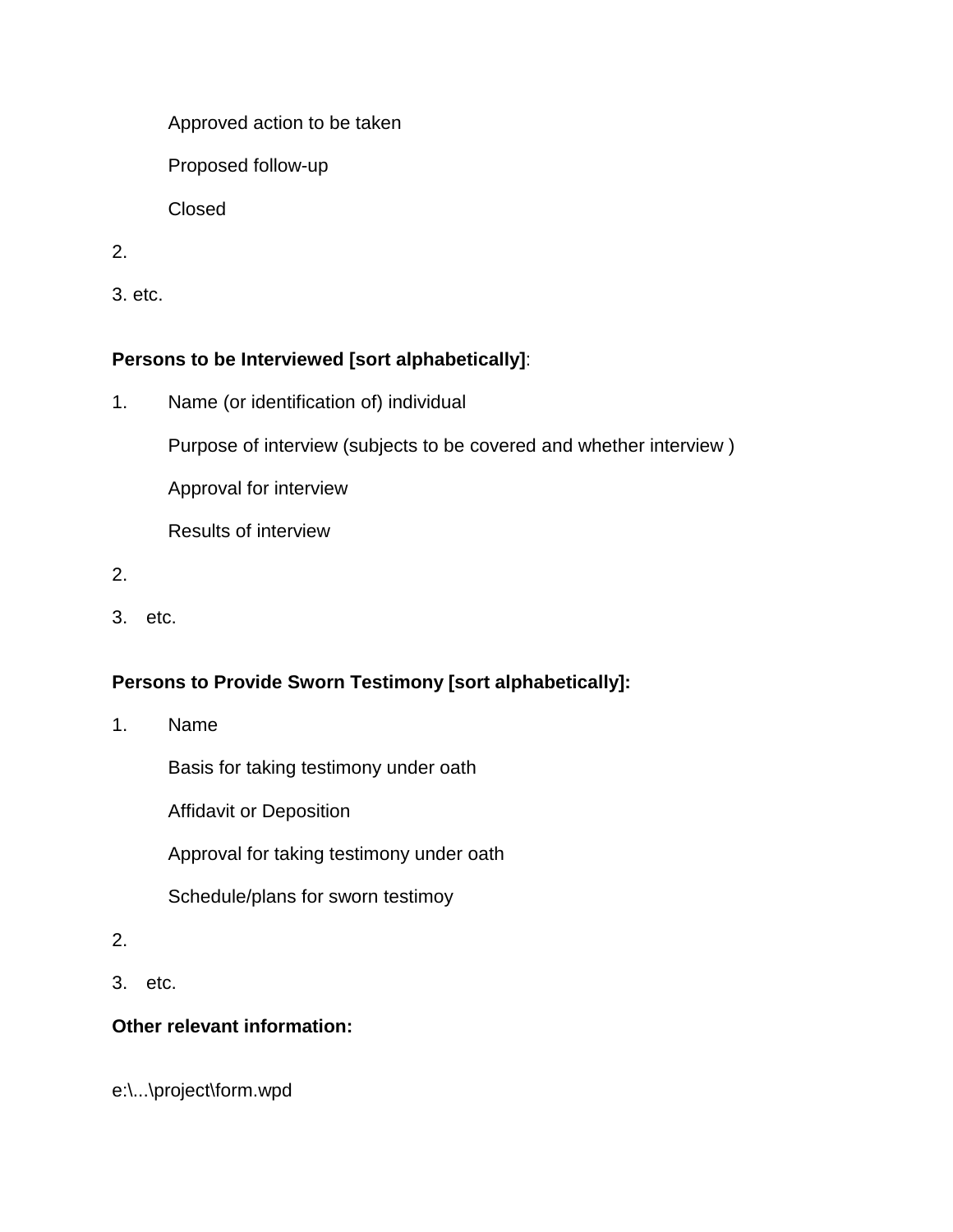Approved action to be taken

Proposed follow-up

Closed

2.

3. etc.

**Persons to be Interviewed [sort alphabetically]**:

1. Name (or identification of) individual

   Purpose of interview (subjects to be covered and whether interview )

   Approval for interview

   Results of interview

2.

3. etc.

**Persons to Provide Sworn Testimony [sort alphabetically]:**

1. Name

   Basis for taking testimony under oath

   Affidavit or Deposition

   Approval for taking testimony under oath

   Schedule/plans for sworn testimoy

2.

3. etc.

**Other relevant information:**

e:\...\project\form.wpd